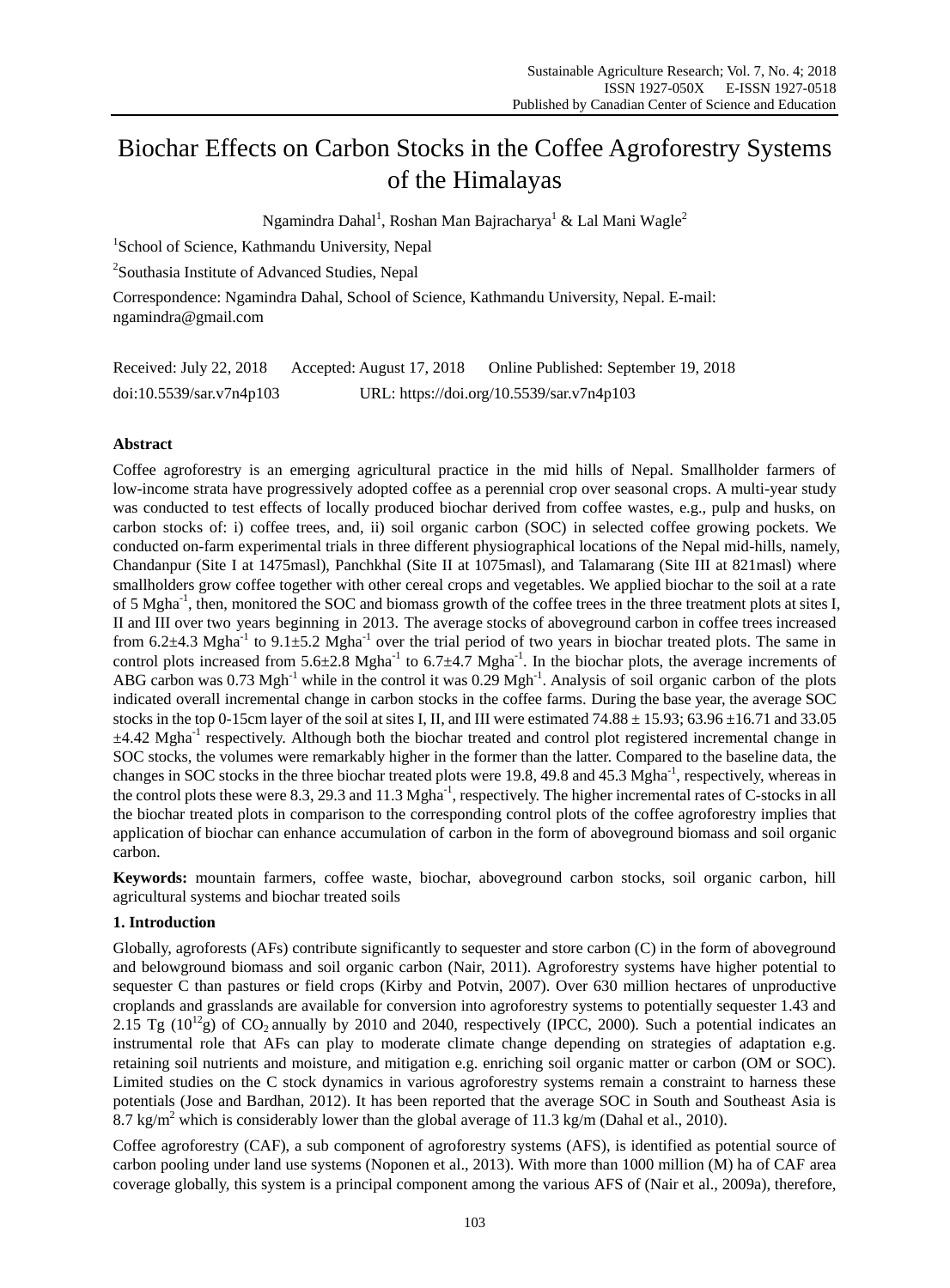# Biochar Effects on Carbon Stocks in the Coffee Agroforestry Systems of the Himalayas

Ngamindra Dahal[1], Roshan Man Bajracharya[1] & Lal Mani Wagle[2]

[1]School of Science, Kathmandu University, Nepal

[2]Southasia Institute of Advanced Studies, Nepal

Correspondence: Ngamindra Dahal, School of Science, Kathmandu University, Nepal. E-mail: ngamindra@gmail.com

Received: July 22, 2018 Accepted: August 17, 2018 Online Published: September 19, 2018

doi:10.5539/sar.v7n4p103 URL: https://doi.org/10.5539/sar.v7n4p103

## Abstract

Coffee agroforestry is an emerging agricultural practice in the mid hills of Nepal. Smallholder farmers of low-income strata have progressively adopted coffee as a perennial crop over seasonal crops. A multi-year study was conducted to test effects of locally produced biochar derived from coffee wastes, e.g., pulp and husks, on carbon stocks of: i) coffee trees, and, ii) soil organic carbon (SOC) in selected coffee growing pockets. We conducted on-farm experimental trials in three different physiographical locations of the Nepal mid-hills, namely, Chandanpur (Site I at 1475masl), Panchkhal (Site II at 1075masl), and Talamarang (Site III at 821masl) where smallholders grow coffee together with other cereal crops and vegetables. We applied biochar to the soil at a rate of 5 $Mgha^{-1}$, then, monitored the SOC and biomass growth of the coffee trees in the three treatment plots at sites I, II and III over two years beginning in 2013. The average stocks of aboveground carbon in coffee trees increased from 6.2±4.3 $Mgha^{-1}$ to 9.1±5.2 $Mgha^{-1}$ over the trial period of two years in biochar treated plots. The same in control plots increased from 5.6±2.8 $Mgha^{-1}$ to 6.7±4.7 $Mgha^{-1}$. In the biochar plots, the average increments of ABG carbon was 0.73 $Mgh^{-1}$ while in the control it was 0.29 $Mgh^{-1}$. Analysis of soil organic carbon of the plots indicated overall incremental change in carbon stocks in the coffee farms. During the base year, the average SOC stocks in the top 0-15cm layer of the soil at sites I, II, and III were estimated 74.88 ± 15.93; 63.96 ±16.71 and 33.05 ±4.42 $Mgha^{-1}$ respectively. Although both the biochar treated and control plot registered incremental change in SOC stocks, the volumes were remarkably higher in the former than the latter. Compared to the baseline data, the changes in SOC stocks in the three biochar treated plots were 19.8, 49.8 and 45.3 $Mgha^{-1}$, respectively, whereas in the control plots these were 8.3, 29.3 and 11.3 $Mgha^{-1}$, respectively. The higher incremental rates of C-stocks in all the biochar treated plots in comparison to the corresponding control plots of the coffee agroforestry implies that application of biochar can enhance accumulation of carbon in the form of aboveground biomass and soil organic carbon.

**Keywords:** mountain farmers, coffee waste, biochar, aboveground carbon stocks, soil organic carbon, hill agricultural systems and biochar treated soils

## 1. Introduction

Globally, agroforests (AFs) contribute significantly to sequester and store carbon (C) in the form of aboveground and belowground biomass and soil organic carbon (Nair, 2011). Agroforestry systems have higher potential to sequester C than pastures or field crops (Kirby and Potvin, 2007). Over 630 million hectares of unproductive croplands and grasslands are available for conversion into agroforestry systems to potentially sequester 1.43 and 2.15 Tg ($10^{12}$g) of $CO_2$ annually by 2010 and 2040, respectively (IPCC, 2000). Such a potential indicates an instrumental role that AFs can play to moderate climate change depending on strategies of adaptation e.g. retaining soil nutrients and moisture, and mitigation e.g. enriching soil organic matter or carbon (OM or SOC). Limited studies on the C stock dynamics in various agroforestry systems remain a constraint to harness these potentials (Jose and Bardhan, 2012). It has been reported that the average SOC in South and Southeast Asia is 8.7 $kg/m^2$ which is considerably lower than the global average of 11.3 kg/m (Dahal et al., 2010).

Coffee agroforestry (CAF), a sub component of agroforestry systems (AFS), is identified as potential source of carbon pooling under land use systems (Noponen et al., 2013). With more than 1000 million (M) ha of CAF area coverage globally, this system is a principal component among the various AFS of (Nair et al., 2009a), therefore,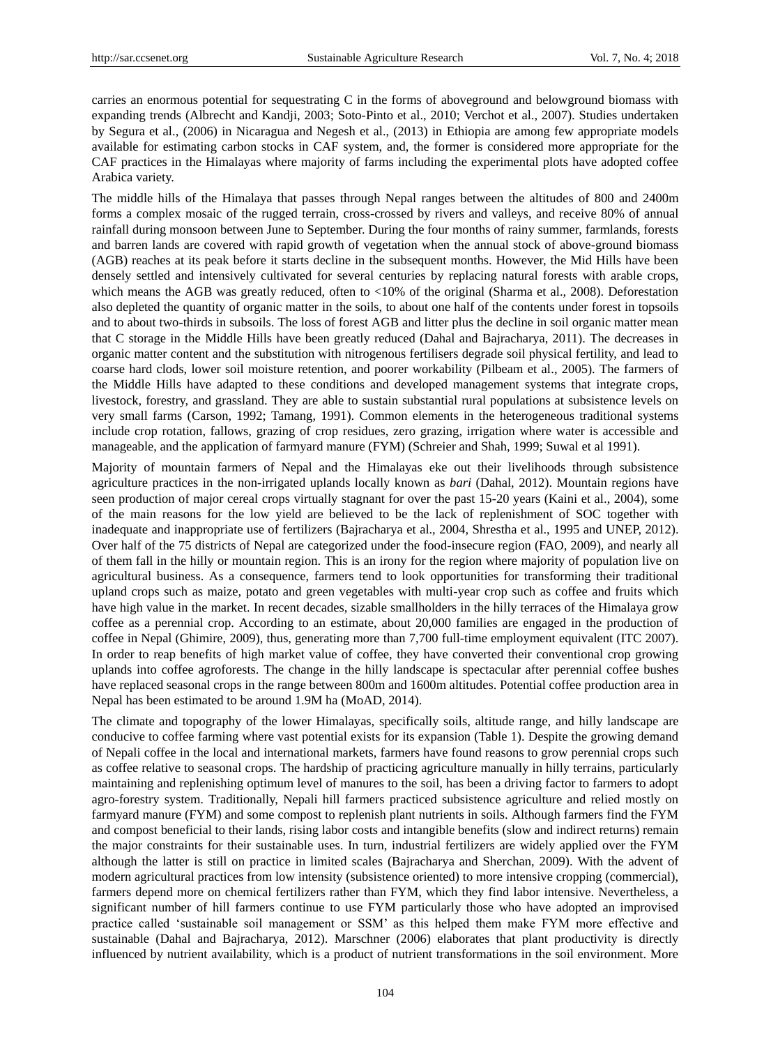carries an enormous potential for sequestrating C in the forms of aboveground and belowground biomass with expanding trends (Albrecht and Kandji, 2003; Soto-Pinto et al., 2010; Verchot et al., 2007). Studies undertaken by Segura et al., (2006) in Nicaragua and Negesh et al., (2013) in Ethiopia are among few appropriate models available for estimating carbon stocks in CAF system, and, the former is considered more appropriate for the CAF practices in the Himalayas where majority of farms including the experimental plots have adopted coffee Arabica variety.

The middle hills of the Himalaya that passes through Nepal ranges between the altitudes of 800 and 2400m forms a complex mosaic of the rugged terrain, cross-crossed by rivers and valleys, and receive 80% of annual rainfall during monsoon between June to September. During the four months of rainy summer, farmlands, forests and barren lands are covered with rapid growth of vegetation when the annual stock of above-ground biomass (AGB) reaches at its peak before it starts decline in the subsequent months. However, the Mid Hills have been densely settled and intensively cultivated for several centuries by replacing natural forests with arable crops, which means the AGB was greatly reduced, often to <10% of the original (Sharma et al., 2008). Deforestation also depleted the quantity of organic matter in the soils, to about one half of the contents under forest in topsoils and to about two-thirds in subsoils. The loss of forest AGB and litter plus the decline in soil organic matter mean that C storage in the Middle Hills have been greatly reduced (Dahal and Bajracharya, 2011). The decreases in organic matter content and the substitution with nitrogenous fertilisers degrade soil physical fertility, and lead to coarse hard clods, lower soil moisture retention, and poorer workability (Pilbeam et al., 2005). The farmers of the Middle Hills have adapted to these conditions and developed management systems that integrate crops, livestock, forestry, and grassland. They are able to sustain substantial rural populations at subsistence levels on very small farms (Carson, 1992; Tamang, 1991). Common elements in the heterogeneous traditional systems include crop rotation, fallows, grazing of crop residues, zero grazing, irrigation where water is accessible and manageable, and the application of farmyard manure (FYM) (Schreier and Shah, 1999; Suwal et al 1991).

Majority of mountain farmers of Nepal and the Himalayas eke out their livelihoods through subsistence agriculture practices in the non-irrigated uplands locally known as *bari* (Dahal, 2012). Mountain regions have seen production of major cereal crops virtually stagnant for over the past 15-20 years (Kaini et al., 2004), some of the main reasons for the low yield are believed to be the lack of replenishment of SOC together with inadequate and inappropriate use of fertilizers (Bajracharya et al., 2004, Shrestha et al., 1995 and UNEP, 2012). Over half of the 75 districts of Nepal are categorized under the food-insecure region (FAO, 2009), and nearly all of them fall in the hilly or mountain region. This is an irony for the region where majority of population live on agricultural business. As a consequence, farmers tend to look opportunities for transforming their traditional upland crops such as maize, potato and green vegetables with multi-year crop such as coffee and fruits which have high value in the market. In recent decades, sizable smallholders in the hilly terraces of the Himalaya grow coffee as a perennial crop. According to an estimate, about 20,000 families are engaged in the production of coffee in Nepal (Ghimire, 2009), thus, generating more than 7,700 full-time employment equivalent (ITC 2007). In order to reap benefits of high market value of coffee, they have converted their conventional crop growing uplands into coffee agroforests. The change in the hilly landscape is spectacular after perennial coffee bushes have replaced seasonal crops in the range between 800m and 1600m altitudes. Potential coffee production area in Nepal has been estimated to be around 1.9M ha (MoAD, 2014).

The climate and topography of the lower Himalayas, specifically soils, altitude range, and hilly landscape are conducive to coffee farming where vast potential exists for its expansion (Table 1). Despite the growing demand of Nepali coffee in the local and international markets, farmers have found reasons to grow perennial crops such as coffee relative to seasonal crops. The hardship of practicing agriculture manually in hilly terrains, particularly maintaining and replenishing optimum level of manures to the soil, has been a driving factor to farmers to adopt agro-forestry system. Traditionally, Nepali hill farmers practiced subsistence agriculture and relied mostly on farmyard manure (FYM) and some compost to replenish plant nutrients in soils. Although farmers find the FYM and compost beneficial to their lands, rising labor costs and intangible benefits (slow and indirect returns) remain the major constraints for their sustainable uses. In turn, industrial fertilizers are widely applied over the FYM although the latter is still on practice in limited scales (Bajracharya and Sherchan, 2009). With the advent of modern agricultural practices from low intensity (subsistence oriented) to more intensive cropping (commercial), farmers depend more on chemical fertilizers rather than FYM, which they find labor intensive. Nevertheless, a significant number of hill farmers continue to use FYM particularly those who have adopted an improvised practice called 'sustainable soil management or SSM' as this helped them make FYM more effective and sustainable (Dahal and Bajracharya, 2012). Marschner (2006) elaborates that plant productivity is directly influenced by nutrient availability, which is a product of nutrient transformations in the soil environment. More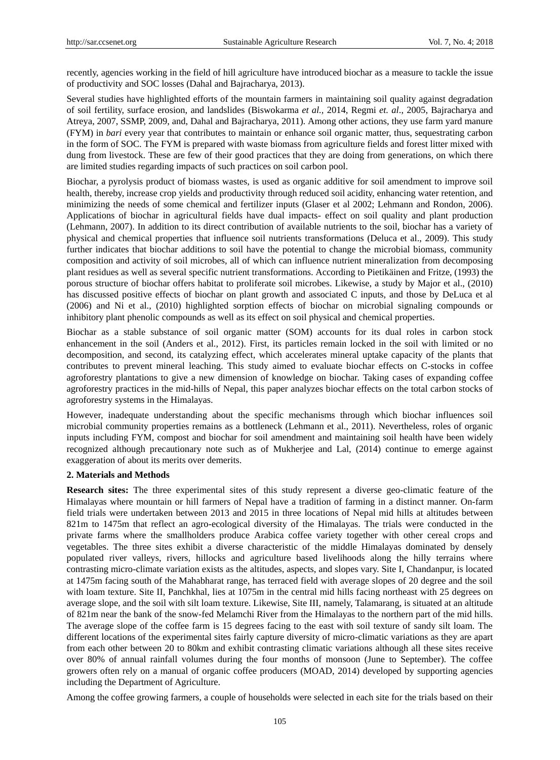recently, agencies working in the field of hill agriculture have introduced biochar as a measure to tackle the issue of productivity and SOC losses (Dahal and Bajracharya, 2013).

Several studies have highlighted efforts of the mountain farmers in maintaining soil quality against degradation of soil fertility, surface erosion, and landslides (Biswokarma *et al.,* 2014, Regmi *et. al*., 2005, Bajracharya and Atreya, 2007, SSMP, 2009, and, Dahal and Bajracharya, 2011). Among other actions, they use farm yard manure (FYM) in *bari* every year that contributes to maintain or enhance soil organic matter, thus, sequestrating carbon in the form of SOC. The FYM is prepared with waste biomass from agriculture fields and forest litter mixed with dung from livestock. These are few of their good practices that they are doing from generations, on which there are limited studies regarding impacts of such practices on soil carbon pool.

Biochar, a pyrolysis product of biomass wastes, is used as organic additive for soil amendment to improve soil health, thereby, increase crop yields and productivity through reduced soil acidity, enhancing water retention, and minimizing the needs of some chemical and fertilizer inputs (Glaser et al 2002; Lehmann and Rondon, 2006). Applications of biochar in agricultural fields have dual impacts- effect on soil quality and plant production (Lehmann, 2007). In addition to its direct contribution of available nutrients to the soil, biochar has a variety of physical and chemical properties that influence soil nutrients transformations (Deluca et al., 2009). This study further indicates that biochar additions to soil have the potential to change the microbial biomass, community composition and activity of soil microbes, all of which can influence nutrient mineralization from decomposing plant residues as well as several specific nutrient transformations. According to Pietikäinen and Fritze, (1993) the porous structure of biochar offers habitat to proliferate soil microbes. Likewise, a study by Major et al., (2010) has discussed positive effects of biochar on plant growth and associated C inputs, and those by DeLuca et al (2006) and Ni et al., (2010) highlighted sorption effects of biochar on microbial signaling compounds or inhibitory plant phenolic compounds as well as its effect on soil physical and chemical properties.

Biochar as a stable substance of soil organic matter (SOM) accounts for its dual roles in carbon stock enhancement in the soil (Anders et al., 2012). First, its particles remain locked in the soil with limited or no decomposition, and second, its catalyzing effect, which accelerates mineral uptake capacity of the plants that contributes to prevent mineral leaching. This study aimed to evaluate biochar effects on C-stocks in coffee agroforestry plantations to give a new dimension of knowledge on biochar. Taking cases of expanding coffee agroforestry practices in the mid-hills of Nepal, this paper analyzes biochar effects on the total carbon stocks of agroforestry systems in the Himalayas.

However, inadequate understanding about the specific mechanisms through which biochar influences soil microbial community properties remains as a bottleneck (Lehmann et al., 2011). Nevertheless, roles of organic inputs including FYM, compost and biochar for soil amendment and maintaining soil health have been widely recognized although precautionary note such as of Mukherjee and Lal, (2014) continue to emerge against exaggeration of about its merits over demerits.

## 2. Materials and Methods

**Research sites:** The three experimental sites of this study represent a diverse geo-climatic feature of the Himalayas where mountain or hill farmers of Nepal have a tradition of farming in a distinct manner. On-farm field trials were undertaken between 2013 and 2015 in three locations of Nepal mid hills at altitudes between 821m to 1475m that reflect an agro-ecological diversity of the Himalayas. The trials were conducted in the private farms where the smallholders produce Arabica coffee variety together with other cereal crops and vegetables. The three sites exhibit a diverse characteristic of the middle Himalayas dominated by densely populated river valleys, rivers, hillocks and agriculture based livelihoods along the hilly terrains where contrasting micro-climate variation exists as the altitudes, aspects, and slopes vary. Site I, Chandanpur, is located at 1475m facing south of the Mahabharat range, has terraced field with average slopes of 20 degree and the soil with loam texture. Site II, Panchkhal, lies at 1075m in the central mid hills facing northeast with 25 degrees on average slope, and the soil with silt loam texture. Likewise, Site III, namely, Talamarang, is situated at an altitude of 821m near the bank of the snow-fed Melamchi River from the Himalayas to the northern part of the mid hills. The average slope of the coffee farm is 15 degrees facing to the east with soil texture of sandy silt loam. The different locations of the experimental sites fairly capture diversity of micro-climatic variations as they are apart from each other between 20 to 80km and exhibit contrasting climatic variations although all these sites receive over 80% of annual rainfall volumes during the four months of monsoon (June to September). The coffee growers often rely on a manual of organic coffee producers (MOAD, 2014) developed by supporting agencies including the Department of Agriculture.

Among the coffee growing farmers, a couple of households were selected in each site for the trials based on their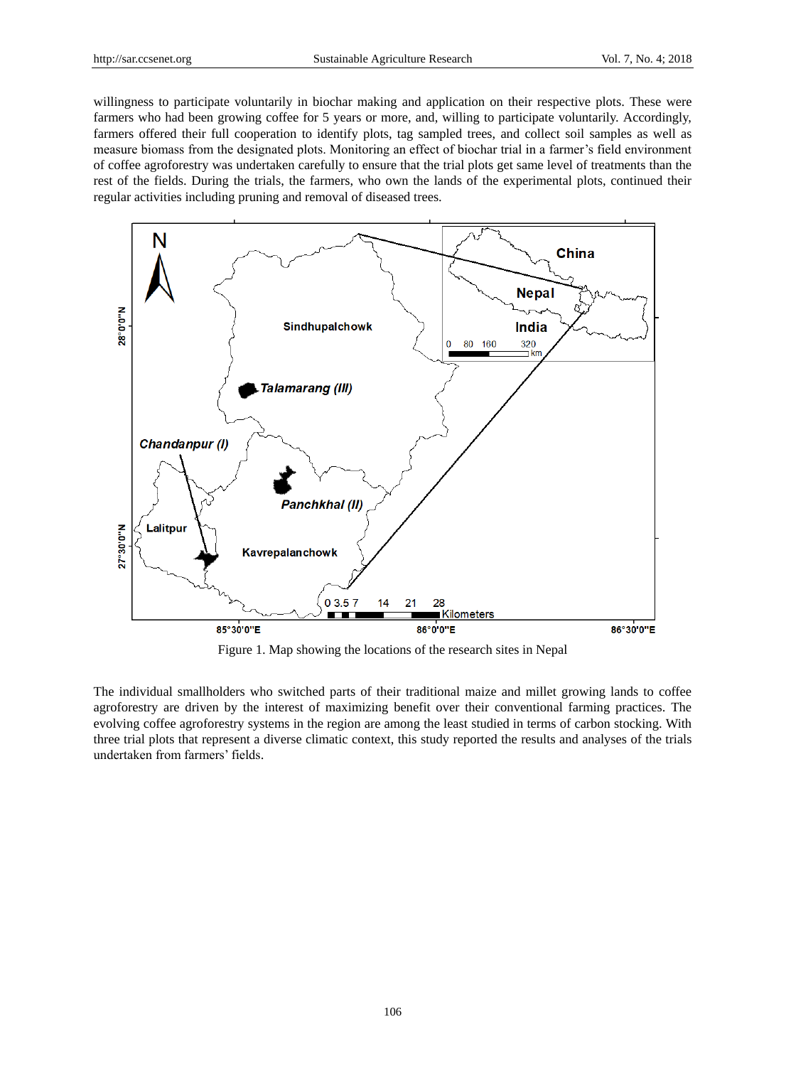willingness to participate voluntarily in biochar making and application on their respective plots. These were farmers who had been growing coffee for 5 years or more, and, willing to participate voluntarily. Accordingly, farmers offered their full cooperation to identify plots, tag sampled trees, and collect soil samples as well as measure biomass from the designated plots. Monitoring an effect of biochar trial in a farmer's field environment of coffee agroforestry was undertaken carefully to ensure that the trial plots get same level of treatments than the rest of the fields. During the trials, the farmers, who own the lands of the experimental plots, continued their regular activities including pruning and removal of diseased trees.

Figure 1. Map showing the locations of the research sites in Nepal

The individual smallholders who switched parts of their traditional maize and millet growing lands to coffee agroforestry are driven by the interest of maximizing benefit over their conventional farming practices. The evolving coffee agroforestry systems in the region are among the least studied in terms of carbon stocking. With three trial plots that represent a diverse climatic context, this study reported the results and analyses of the trials undertaken from farmers' fields.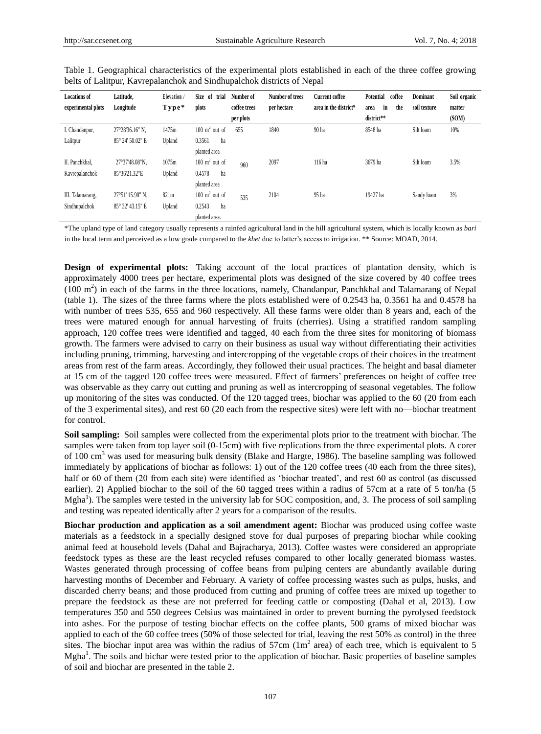Table 1. Geographical characteristics of the experimental plots established in each of the three coffee growing belts of Lalitpur, Kavrepalanchok and Sindhupalchok districts of Nepal

| Locations of experimental plots | Latitude, Longitude | Elevation / Type* | Size of trial plots | Number of coffee trees per plots | Number of trees per hectare | Current coffee area in the district* | Potential coffee area in the district** | Dominant soil texture | Soil organic matter (SOM) |
|---|---|---|---|---|---|---|---|---|---|
| I. Chandanpur, Lalitpur | 27°28'36.16" N, 85° 24' 50.02" E | 1475m Upland | 100 $m^2$ out of 0.3561 ha planted area | 655 | 1840 | 90 ha | 8548 ha | Silt loam | 10% |
| II. Panchkhal, Kavrepalanchok | 27°37'48.08"N, 85°36'21.32"E | 1075m Upland | 100 $m^2$ out of 0.4578 ha planted area | 960 | 2097 | 116 ha | 3679 ha | Silt loam | 3.5% |
| III. Talamarang, Sindhupalchok | 27°51' 15.90" N, 85° 32' 43.15" E | 821m Upland | 100 $m^2$ out of 0.2543 ha planted area. | 535 | 2104 | 95 ha | 19427 ha | Sandy loam | 3% |

*The upland type of land category usually represents a rainfed agricultural land in the hill agricultural system, which is locally known as *bari* in the local term and perceived as a low grade compared to the *khet* due to latter's access to irrigation. ** Source: MOAD, 2014.

**Design of experimental plots:** Taking account of the local practices of plantation density, which is approximately 4000 trees per hectare, experimental plots was designed of the size covered by 40 coffee trees (100 $m^2$) in each of the farms in the three locations, namely, Chandanpur, Panchkhal and Talamarang of Nepal (table 1). The sizes of the three farms where the plots established were of 0.2543 ha, 0.3561 ha and 0.4578 ha with number of trees 535, 655 and 960 respectively. All these farms were older than 8 years and, each of the trees were matured enough for annual harvesting of fruits (cherries). Using a stratified random sampling approach, 120 coffee trees were identified and tagged, 40 each from the three sites for monitoring of biomass growth. The farmers were advised to carry on their business as usual way without differentiating their activities including pruning, trimming, harvesting and intercropping of the vegetable crops of their choices in the treatment areas from rest of the farm areas. Accordingly, they followed their usual practices. The height and basal diameter at 15 cm of the tagged 120 coffee trees were measured. Effect of farmers' preferences on height of coffee tree was observable as they carry out cutting and pruning as well as intercropping of seasonal vegetables. The follow up monitoring of the sites was conducted. Of the 120 tagged trees, biochar was applied to the 60 (20 from each of the 3 experimental sites), and rest 60 (20 each from the respective sites) were left with no—biochar treatment for control.

**Soil sampling:** Soil samples were collected from the experimental plots prior to the treatment with biochar. The samples were taken from top layer soil (0-15cm) with five replications from the three experimental plots. A corer of 100 $cm^3$ was used for measuring bulk density (Blake and Hargte, 1986). The baseline sampling was followed immediately by applications of biochar as follows: 1) out of the 120 coffee trees (40 each from the three sites), half or 60 of them (20 from each site) were identified as 'biochar treated', and rest 60 as control (as discussed earlier). 2) Applied biochar to the soil of the 60 tagged trees within a radius of 57cm at a rate of 5 ton/ha (5 Mgha[1]). The samples were tested in the university lab for SOC composition, and, 3. The process of soil sampling and testing was repeated identically after 2 years for a comparison of the results.

**Biochar production and application as a soil amendment agent:** Biochar was produced using coffee waste materials as a feedstock in a specially designed stove for dual purposes of preparing biochar while cooking animal feed at household levels (Dahal and Bajracharya, 2013). Coffee wastes were considered an appropriate feedstock types as these are the least recycled refuses compared to other locally generated biomass wastes. Wastes generated through processing of coffee beans from pulping centers are abundantly available during harvesting months of December and February. A variety of coffee processing wastes such as pulps, husks, and discarded cherry beans; and those produced from cutting and pruning of coffee trees are mixed up together to prepare the feedstock as these are not preferred for feeding cattle or composting (Dahal et al, 2013). Low temperatures 350 and 550 degrees Celsius was maintained in order to prevent burning the pyrolysed feedstock into ashes. For the purpose of testing biochar effects on the coffee plants, 500 grams of mixed biochar was applied to each of the 60 coffee trees (50% of those selected for trial, leaving the rest 50% as control) in the three sites. The biochar input area was within the radius of 57cm (1$m^2$ area) of each tree, which is equivalent to 5 Mgha[1]. The soils and bichar were tested prior to the application of biochar. Basic properties of baseline samples of soil and biochar are presented in the table 2.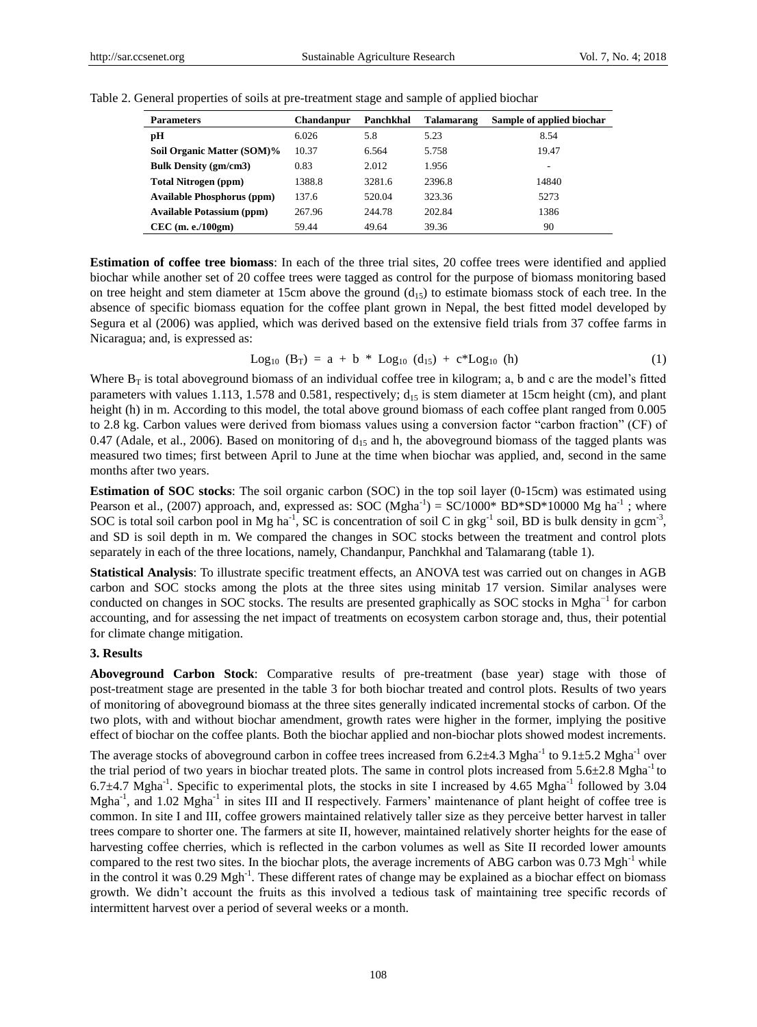Table 2. General properties of soils at pre-treatment stage and sample of applied biochar

| Parameters | Chandanpur | Panchkhal | Talamarang | Sample of applied biochar |
|---|---|---|---|---|
| pH | 6.026 | 5.8 | 5.23 | 8.54 |
| Soil Organic Matter (SOM)% | 10.37 | 6.564 | 5.758 | 19.47 |
| Bulk Density (gm/cm3) | 0.83 | 2.012 | 1.956 | - |
| Total Nitrogen (ppm) | 1388.8 | 3281.6 | 2396.8 | 14840 |
| Available Phosphorus (ppm) | 137.6 | 520.04 | 323.36 | 5273 |
| Available Potassium (ppm) | 267.96 | 244.78 | 202.84 | 1386 |
| CEC (m. e./100gm) | 59.44 | 49.64 | 39.36 | 90 |

**Estimation of coffee tree biomass**: In each of the three trial sites, 20 coffee trees were identified and applied biochar while another set of 20 coffee trees were tagged as control for the purpose of biomass monitoring based on tree height and stem diameter at 15cm above the ground ($d_{15}$) to estimate biomass stock of each tree. In the absence of specific biomass equation for the coffee plant grown in Nepal, the best fitted model developed by Segura et al (2006) was applied, which was derived based on the extensive field trials from 37 coffee farms in Nicaragua; and, is expressed as:

$$\mathrm{Log}_{10}\ (B_T) = a + b * \mathrm{Log}_{10}\ (d_{15}) + c*\mathrm{Log}_{10}\ (h) \tag{1}$$

Where $B_T$ is total aboveground biomass of an individual coffee tree in kilogram; a, b and c are the model's fitted parameters with values 1.113, 1.578 and 0.581, respectively; $d_{15}$ is stem diameter at 15cm height (cm), and plant height (h) in m. According to this model, the total above ground biomass of each coffee plant ranged from 0.005 to 2.8 kg. Carbon values were derived from biomass values using a conversion factor "carbon fraction" (CF) of 0.47 (Adale, et al., 2006). Based on monitoring of $d_{15}$ and h, the aboveground biomass of the tagged plants was measured two times; first between April to June at the time when biochar was applied, and, second in the same months after two years.

**Estimation of SOC stocks**: The soil organic carbon (SOC) in the top soil layer (0-15cm) was estimated using Pearson et al., (2007) approach, and, expressed as: SOC ($\mathrm{Mgha}^{-1}$) = SC/1000* BD*SD*10000 Mg $\mathrm{ha}^{-1}$ ; where SOC is total soil carbon pool in Mg $\mathrm{ha}^{-1}$, SC is concentration of soil C in $\mathrm{gkg}^{-1}$ soil, BD is bulk density in $\mathrm{gcm}^{-3}$, and SD is soil depth in m. We compared the changes in SOC stocks between the treatment and control plots separately in each of the three locations, namely, Chandanpur, Panchkhal and Talamarang (table 1).

**Statistical Analysis**: To illustrate specific treatment effects, an ANOVA test was carried out on changes in AGB carbon and SOC stocks among the plots at the three sites using minitab 17 version. Similar analyses were conducted on changes in SOC stocks. The results are presented graphically as SOC stocks in $\mathrm{Mgha}^{-1}$ for carbon accounting, and for assessing the net impact of treatments on ecosystem carbon storage and, thus, their potential for climate change mitigation.

### 3. Results

**Aboveground Carbon Stock**: Comparative results of pre-treatment (base year) stage with those of post-treatment stage are presented in the table 3 for both biochar treated and control plots. Results of two years of monitoring of aboveground biomass at the three sites generally indicated incremental stocks of carbon. Of the two plots, with and without biochar amendment, growth rates were higher in the former, implying the positive effect of biochar on the coffee plants. Both the biochar applied and non-biochar plots showed modest increments.

The average stocks of aboveground carbon in coffee trees increased from 6.2±4.3 $\mathrm{Mgha}^{-1}$ to 9.1±5.2 $\mathrm{Mgha}^{-1}$ over the trial period of two years in biochar treated plots. The same in control plots increased from 5.6±2.8 $\mathrm{Mgha}^{-1}$ to 6.7±4.7 $\mathrm{Mgha}^{-1}$. Specific to experimental plots, the stocks in site I increased by 4.65 $\mathrm{Mgha}^{-1}$ followed by 3.04 $\mathrm{Mgha}^{-1}$, and 1.02 $\mathrm{Mgha}^{-1}$ in sites III and II respectively. Farmers' maintenance of plant height of coffee tree is common. In site I and III, coffee growers maintained relatively taller size as they perceive better harvest in taller trees compare to shorter one. The farmers at site II, however, maintained relatively shorter heights for the ease of harvesting coffee cherries, which is reflected in the carbon volumes as well as Site II recorded lower amounts compared to the rest two sites. In the biochar plots, the average increments of ABG carbon was 0.73 $\mathrm{Mgh}^{-1}$ while in the control it was 0.29 $\mathrm{Mgh}^{-1}$. These different rates of change may be explained as a biochar effect on biomass growth. We didn't account the fruits as this involved a tedious task of maintaining tree specific records of intermittent harvest over a period of several weeks or a month.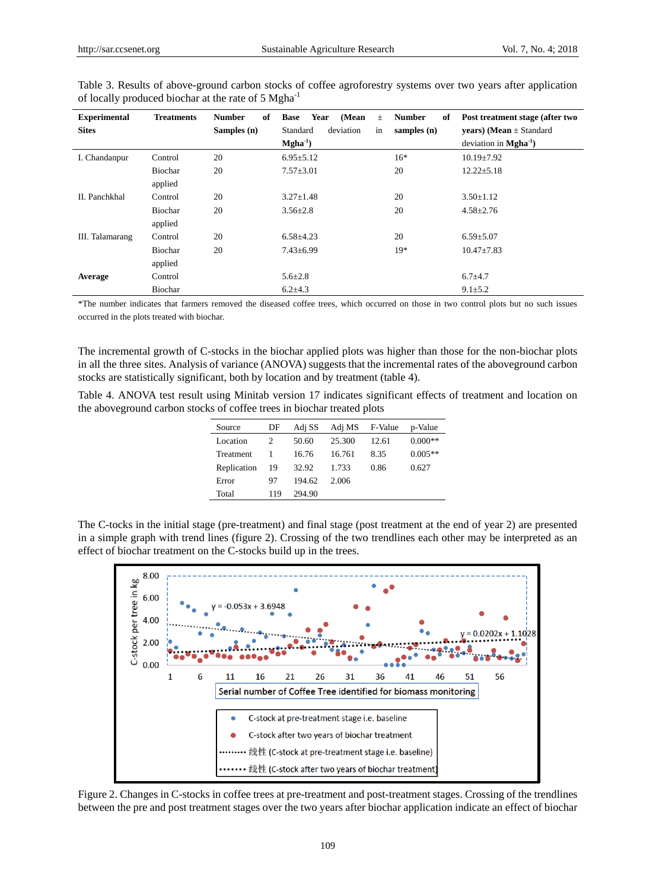Table 3. Results of above-ground carbon stocks of coffee agroforestry systems over two years after application of locally produced biochar at the rate of 5 Mgha$^{-1}$

| Experimental Sites | Treatments | Number of Samples (n) | Base Year (Mean ± Standard deviation in Mgha$^{-1}$) | Number of samples (n) | Post treatment stage (after two years) (Mean ± Standard deviation in Mgha$^{-1}$) |
|---|---|---|---|---|---|
| I. Chandanpur | Control | 20 | 6.95±5.12 | 16* | 10.19±7.92 |
| | Biochar applied | 20 | 7.57±3.01 | 20 | 12.22±5.18 |
| II. Panchkhal | Control | 20 | 3.27±1.48 | 20 | 3.50±1.12 |
| | Biochar applied | 20 | 3.56±2.8 | 20 | 4.58±2.76 |
| III. Talamarang | Control | 20 | 6.58±4.23 | 20 | 6.59±5.07 |
| | Biochar applied | 20 | 7.43±6.99 | 19* | 10.47±7.83 |
| **Average** | Control | | 5.6±2.8 | | 6.7±4.7 |
| | Biochar | | 6.2±4.3 | | 9.1±5.2 |

*The number indicates that farmers removed the diseased coffee trees, which occurred on those in two control plots but no such issues occurred in the plots treated with biochar.

The incremental growth of C-stocks in the biochar applied plots was higher than those for the non-biochar plots in all the three sites. Analysis of variance (ANOVA) suggests that the incremental rates of the aboveground carbon stocks are statistically significant, both by location and by treatment (table 4).

Table 4. ANOVA test result using Minitab version 17 indicates significant effects of treatment and location on the aboveground carbon stocks of coffee trees in biochar treated plots

| Source | DF | Adj SS | Adj MS | F-Value | p-Value |
|---|---|---|---|---|---|
| Location | 2 | 50.60 | 25.300 | 12.61 | 0.000** |
| Treatment | 1 | 16.76 | 16.761 | 8.35 | 0.005** |
| Replication | 19 | 32.92 | 1.733 | 0.86 | 0.627 |
| Error | 97 | 194.62 | 2.006 | | |
| Total | 119 | 294.90 | | | |

The C-tocks in the initial stage (pre-treatment) and final stage (post treatment at the end of year 2) are presented in a simple graph with trend lines (figure 2). Crossing of the two trendlines each other may be interpreted as an effect of biochar treatment on the C-stocks build up in the trees.

Figure 2. Changes in C-stocks in coffee trees at pre-treatment and post-treatment stages. Crossing of the trendlines between the pre and post treatment stages over the two years after biochar application indicate an effect of biochar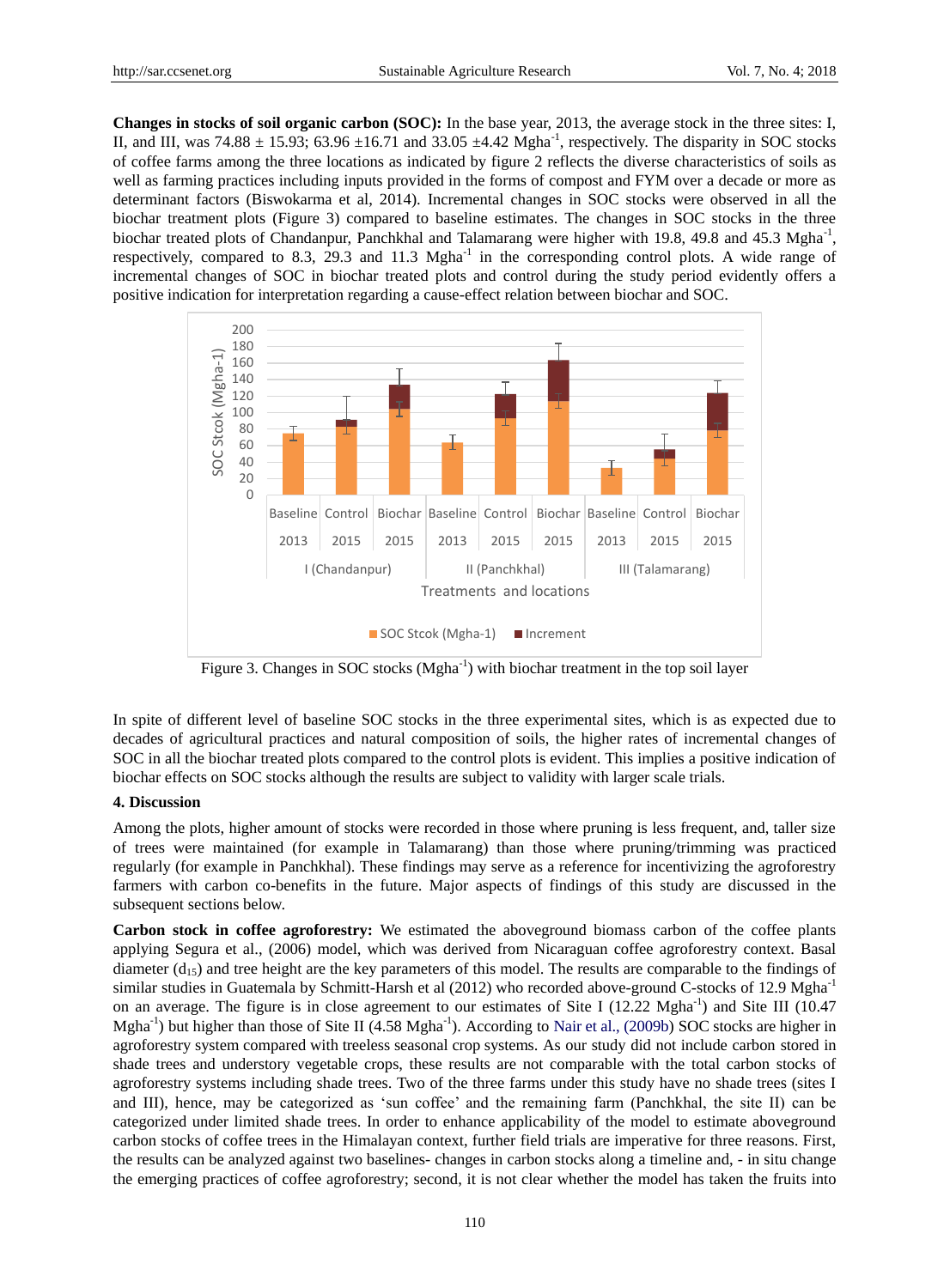**Changes in stocks of soil organic carbon (SOC):** In the base year, 2013, the average stock in the three sites: I, II, and III, was 74.88 ± 15.93; 63.96 ±16.71 and 33.05 ±4.42 Mgha$^{-1}$, respectively. The disparity in SOC stocks of coffee farms among the three locations as indicated by figure 2 reflects the diverse characteristics of soils as well as farming practices including inputs provided in the forms of compost and FYM over a decade or more as determinant factors (Biswokarma et al, 2014). Incremental changes in SOC stocks were observed in all the biochar treatment plots (Figure 3) compared to baseline estimates. The changes in SOC stocks in the three biochar treated plots of Chandanpur, Panchkhal and Talamarang were higher with 19.8, 49.8 and 45.3 Mgha$^{-1}$, respectively, compared to 8.3, 29.3 and 11.3 Mgha$^{-1}$ in the corresponding control plots. A wide range of incremental changes of SOC in biochar treated plots and control during the study period evidently offers a positive indication for interpretation regarding a cause-effect relation between biochar and SOC.

Figure 3. Changes in SOC stocks (Mgha$^{-1}$) with biochar treatment in the top soil layer

In spite of different level of baseline SOC stocks in the three experimental sites, which is as expected due to decades of agricultural practices and natural composition of soils, the higher rates of incremental changes of SOC in all the biochar treated plots compared to the control plots is evident. This implies a positive indication of biochar effects on SOC stocks although the results are subject to validity with larger scale trials.

## 4. Discussion

Among the plots, higher amount of stocks were recorded in those where pruning is less frequent, and, taller size of trees were maintained (for example in Talamarang) than those where pruning/trimming was practiced regularly (for example in Panchkhal). These findings may serve as a reference for incentivizing the agroforestry farmers with carbon co-benefits in the future. Major aspects of findings of this study are discussed in the subsequent sections below.

**Carbon stock in coffee agroforestry:** We estimated the aboveground biomass carbon of the coffee plants applying Segura et al., (2006) model, which was derived from Nicaraguan coffee agroforestry context. Basal diameter ($d_{15}$) and tree height are the key parameters of this model. The results are comparable to the findings of similar studies in Guatemala by Schmitt-Harsh et al (2012) who recorded above-ground C-stocks of 12.9 Mgha$^{-1}$ on an average. The figure is in close agreement to our estimates of Site I (12.22 Mgha$^{-1}$) and Site III (10.47 Mgha$^{-1}$) but higher than those of Site II (4.58 Mgha$^{-1}$). According to Nair et al., (2009b) SOC stocks are higher in agroforestry system compared with treeless seasonal crop systems. As our study did not include carbon stored in shade trees and understory vegetable crops, these results are not comparable with the total carbon stocks of agroforestry systems including shade trees. Two of the three farms under this study have no shade trees (sites I and III), hence, may be categorized as 'sun coffee' and the remaining farm (Panchkhal, the site II) can be categorized under limited shade trees. In order to enhance applicability of the model to estimate aboveground carbon stocks of coffee trees in the Himalayan context, further field trials are imperative for three reasons. First, the results can be analyzed against two baselines- changes in carbon stocks along a timeline and, - in situ change the emerging practices of coffee agroforestry; second, it is not clear whether the model has taken the fruits into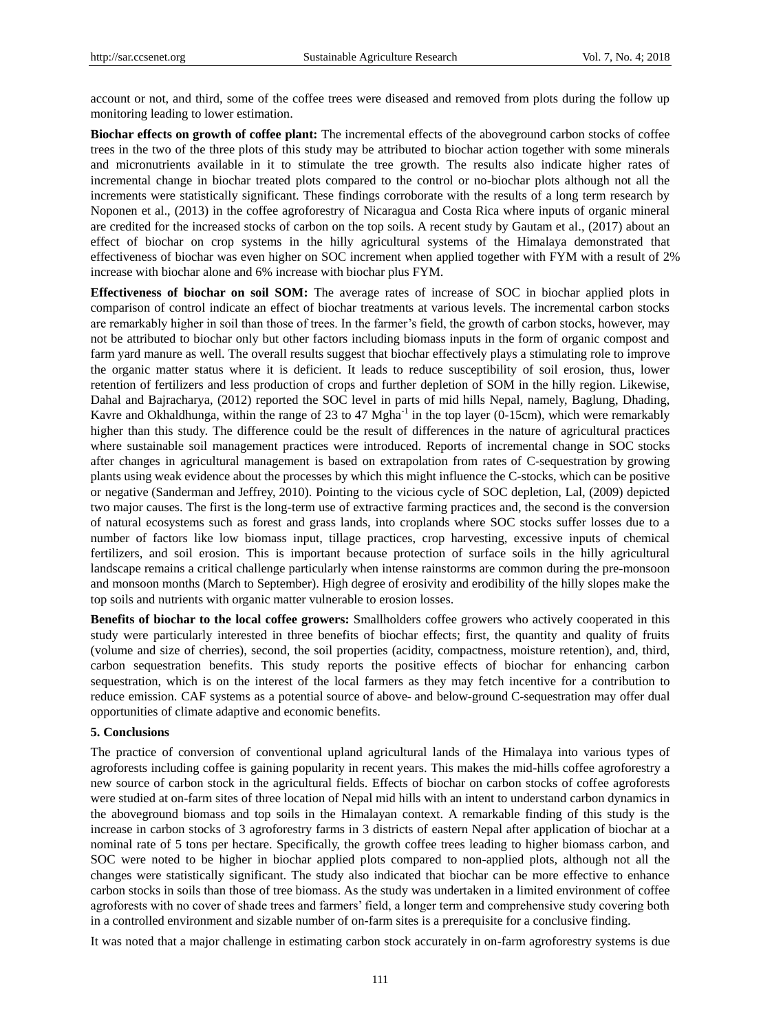account or not, and third, some of the coffee trees were diseased and removed from plots during the follow up monitoring leading to lower estimation.

**Biochar effects on growth of coffee plant:** The incremental effects of the aboveground carbon stocks of coffee trees in the two of the three plots of this study may be attributed to biochar action together with some minerals and micronutrients available in it to stimulate the tree growth. The results also indicate higher rates of incremental change in biochar treated plots compared to the control or no-biochar plots although not all the increments were statistically significant. These findings corroborate with the results of a long term research by Noponen et al., (2013) in the coffee agroforestry of Nicaragua and Costa Rica where inputs of organic mineral are credited for the increased stocks of carbon on the top soils. A recent study by Gautam et al., (2017) about an effect of biochar on crop systems in the hilly agricultural systems of the Himalaya demonstrated that effectiveness of biochar was even higher on SOC increment when applied together with FYM with a result of 2% increase with biochar alone and 6% increase with biochar plus FYM.

**Effectiveness of biochar on soil SOM:** The average rates of increase of SOC in biochar applied plots in comparison of control indicate an effect of biochar treatments at various levels. The incremental carbon stocks are remarkably higher in soil than those of trees. In the farmer's field, the growth of carbon stocks, however, may not be attributed to biochar only but other factors including biomass inputs in the form of organic compost and farm yard manure as well. The overall results suggest that biochar effectively plays a stimulating role to improve the organic matter status where it is deficient. It leads to reduce susceptibility of soil erosion, thus, lower retention of fertilizers and less production of crops and further depletion of SOM in the hilly region. Likewise, Dahal and Bajracharya, (2012) reported the SOC level in parts of mid hills Nepal, namely, Baglung, Dhading, Kavre and Okhaldhunga, within the range of 23 to 47 Mgha$^{-1}$ in the top layer (0-15cm), which were remarkably higher than this study. The difference could be the result of differences in the nature of agricultural practices where sustainable soil management practices were introduced. Reports of incremental change in SOC stocks after changes in agricultural management is based on extrapolation from rates of C-sequestration by growing plants using weak evidence about the processes by which this might influence the C-stocks, which can be positive or negative (Sanderman and Jeffrey, 2010). Pointing to the vicious cycle of SOC depletion, Lal, (2009) depicted two major causes. The first is the long-term use of extractive farming practices and, the second is the conversion of natural ecosystems such as forest and grass lands, into croplands where SOC stocks suffer losses due to a number of factors like low biomass input, tillage practices, crop harvesting, excessive inputs of chemical fertilizers, and soil erosion. This is important because protection of surface soils in the hilly agricultural landscape remains a critical challenge particularly when intense rainstorms are common during the pre-monsoon and monsoon months (March to September). High degree of erosivity and erodibility of the hilly slopes make the top soils and nutrients with organic matter vulnerable to erosion losses.

**Benefits of biochar to the local coffee growers:** Smallholders coffee growers who actively cooperated in this study were particularly interested in three benefits of biochar effects; first, the quantity and quality of fruits (volume and size of cherries), second, the soil properties (acidity, compactness, moisture retention), and, third, carbon sequestration benefits. This study reports the positive effects of biochar for enhancing carbon sequestration, which is on the interest of the local farmers as they may fetch incentive for a contribution to reduce emission. CAF systems as a potential source of above- and below-ground C-sequestration may offer dual opportunities of climate adaptive and economic benefits.

## 5. Conclusions

The practice of conversion of conventional upland agricultural lands of the Himalaya into various types of agroforests including coffee is gaining popularity in recent years. This makes the mid-hills coffee agroforestry a new source of carbon stock in the agricultural fields. Effects of biochar on carbon stocks of coffee agroforests were studied at on-farm sites of three location of Nepal mid hills with an intent to understand carbon dynamics in the aboveground biomass and top soils in the Himalayan context. A remarkable finding of this study is the increase in carbon stocks of 3 agroforestry farms in 3 districts of eastern Nepal after application of biochar at a nominal rate of 5 tons per hectare. Specifically, the growth coffee trees leading to higher biomass carbon, and SOC were noted to be higher in biochar applied plots compared to non-applied plots, although not all the changes were statistically significant. The study also indicated that biochar can be more effective to enhance carbon stocks in soils than those of tree biomass. As the study was undertaken in a limited environment of coffee agroforests with no cover of shade trees and farmers' field, a longer term and comprehensive study covering both in a controlled environment and sizable number of on-farm sites is a prerequisite for a conclusive finding.

It was noted that a major challenge in estimating carbon stock accurately in on-farm agroforestry systems is due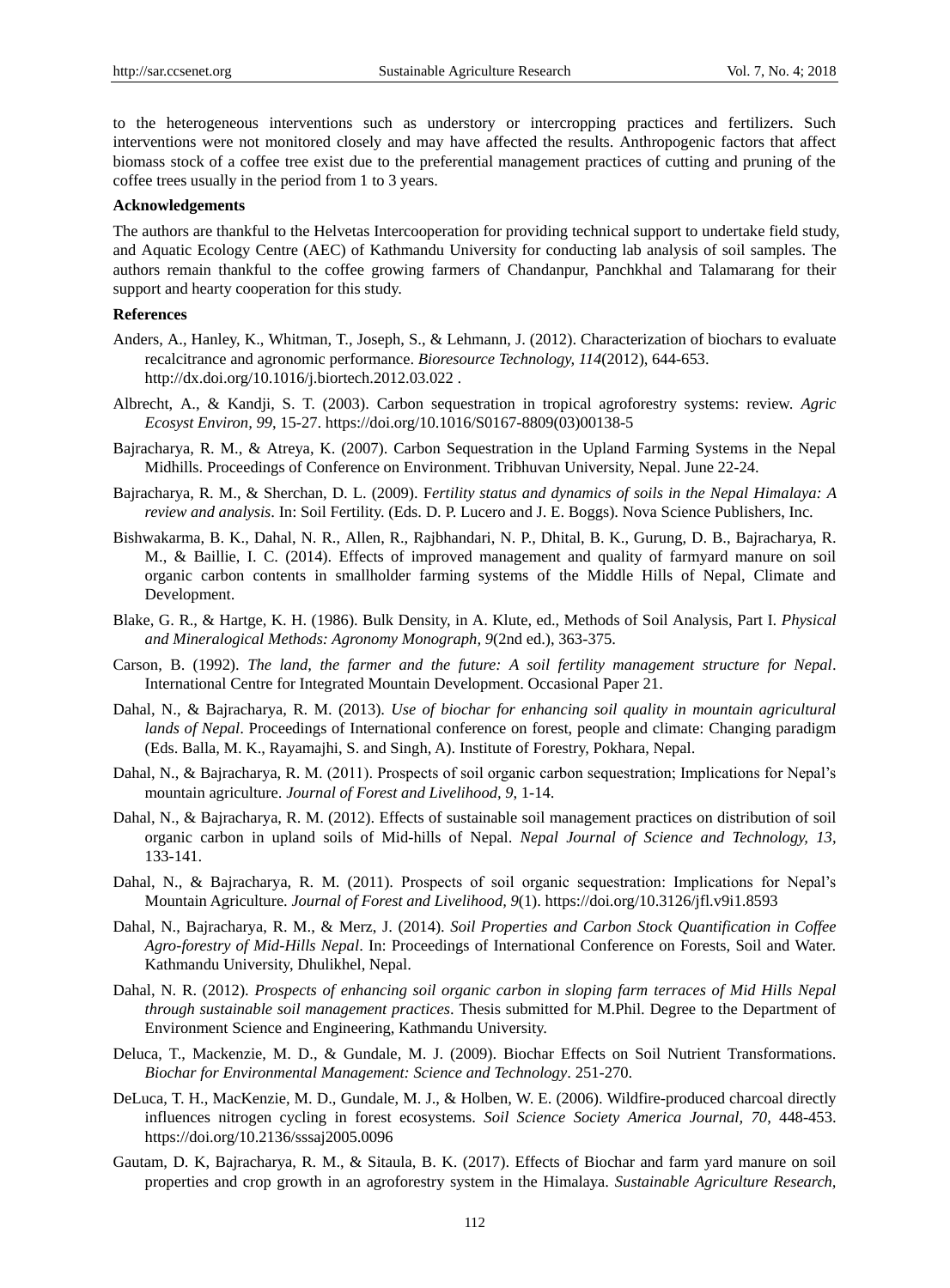to the heterogeneous interventions such as understory or intercropping practices and fertilizers. Such interventions were not monitored closely and may have affected the results. Anthropogenic factors that affect biomass stock of a coffee tree exist due to the preferential management practices of cutting and pruning of the coffee trees usually in the period from 1 to 3 years.

**Acknowledgements**

The authors are thankful to the Helvetas Intercooperation for providing technical support to undertake field study, and Aquatic Ecology Centre (AEC) of Kathmandu University for conducting lab analysis of soil samples. The authors remain thankful to the coffee growing farmers of Chandanpur, Panchkhal and Talamarang for their support and hearty cooperation for this study.

**References**

Anders, A., Hanley, K., Whitman, T., Joseph, S., & Lehmann, J. (2012). Characterization of biochars to evaluate recalcitrance and agronomic performance. *Bioresource Technology, 114*(2012), 644-653. http://dx.doi.org/10.1016/j.biortech.2012.03.022 .

Albrecht, A., & Kandji, S. T. (2003). Carbon sequestration in tropical agroforestry systems: review. *Agric Ecosyst Environ, 99*, 15-27. https://doi.org/10.1016/S0167-8809(03)00138-5

Bajracharya, R. M., & Atreya, K. (2007). Carbon Sequestration in the Upland Farming Systems in the Nepal Midhills. Proceedings of Conference on Environment. Tribhuvan University, Nepal. June 22-24.

Bajracharya, R. M., & Sherchan, D. L. (2009). F*ertility status and dynamics of soils in the Nepal Himalaya: A review and analysis*. In: Soil Fertility. (Eds. D. P. Lucero and J. E. Boggs). Nova Science Publishers, Inc.

Bishwakarma, B. K., Dahal, N. R., Allen, R., Rajbhandari, N. P., Dhital, B. K., Gurung, D. B., Bajracharya, R. M., & Baillie, I. C. (2014). Effects of improved management and quality of farmyard manure on soil organic carbon contents in smallholder farming systems of the Middle Hills of Nepal, Climate and Development.

Blake, G. R., & Hartge, K. H. (1986). Bulk Density, in A. Klute, ed., Methods of Soil Analysis, Part I. *Physical and Mineralogical Methods: Agronomy Monograph, 9*(2nd ed.), 363-375.

Carson, B. (1992). *The land, the farmer and the future: A soil fertility management structure for Nepal*. International Centre for Integrated Mountain Development. Occasional Paper 21.

Dahal, N., & Bajracharya, R. M. (2013). *Use of biochar for enhancing soil quality in mountain agricultural lands of Nepal*. Proceedings of International conference on forest, people and climate: Changing paradigm (Eds. Balla, M. K., Rayamajhi, S. and Singh, A). Institute of Forestry, Pokhara, Nepal.

Dahal, N., & Bajracharya, R. M. (2011). Prospects of soil organic carbon sequestration; Implications for Nepal's mountain agriculture. *Journal of Forest and Livelihood, 9*, 1-14.

Dahal, N., & Bajracharya, R. M. (2012). Effects of sustainable soil management practices on distribution of soil organic carbon in upland soils of Mid-hills of Nepal. *Nepal Journal of Science and Technology, 13*, 133-141.

Dahal, N., & Bajracharya, R. M. (2011). Prospects of soil organic sequestration: Implications for Nepal's Mountain Agriculture. *Journal of Forest and Livelihood, 9*(1). https://doi.org/10.3126/jfl.v9i1.8593

Dahal, N., Bajracharya, R. M., & Merz, J. (2014). *Soil Properties and Carbon Stock Quantification in Coffee Agro-forestry of Mid-Hills Nepal*. In: Proceedings of International Conference on Forests, Soil and Water. Kathmandu University, Dhulikhel, Nepal.

Dahal, N. R. (2012). *Prospects of enhancing soil organic carbon in sloping farm terraces of Mid Hills Nepal through sustainable soil management practices*. Thesis submitted for M.Phil. Degree to the Department of Environment Science and Engineering, Kathmandu University.

Deluca, T., Mackenzie, M. D., & Gundale, M. J. (2009). Biochar Effects on Soil Nutrient Transformations. *Biochar for Environmental Management: Science and Technology*. 251-270.

DeLuca, T. H., MacKenzie, M. D., Gundale, M. J., & Holben, W. E. (2006). Wildfire-produced charcoal directly influences nitrogen cycling in forest ecosystems. *Soil Science Society America Journal, 70*, 448-453. https://doi.org/10.2136/sssaj2005.0096

Gautam, D. K, Bajracharya, R. M., & Sitaula, B. K. (2017). Effects of Biochar and farm yard manure on soil properties and crop growth in an agroforestry system in the Himalaya. *Sustainable Agriculture Research,*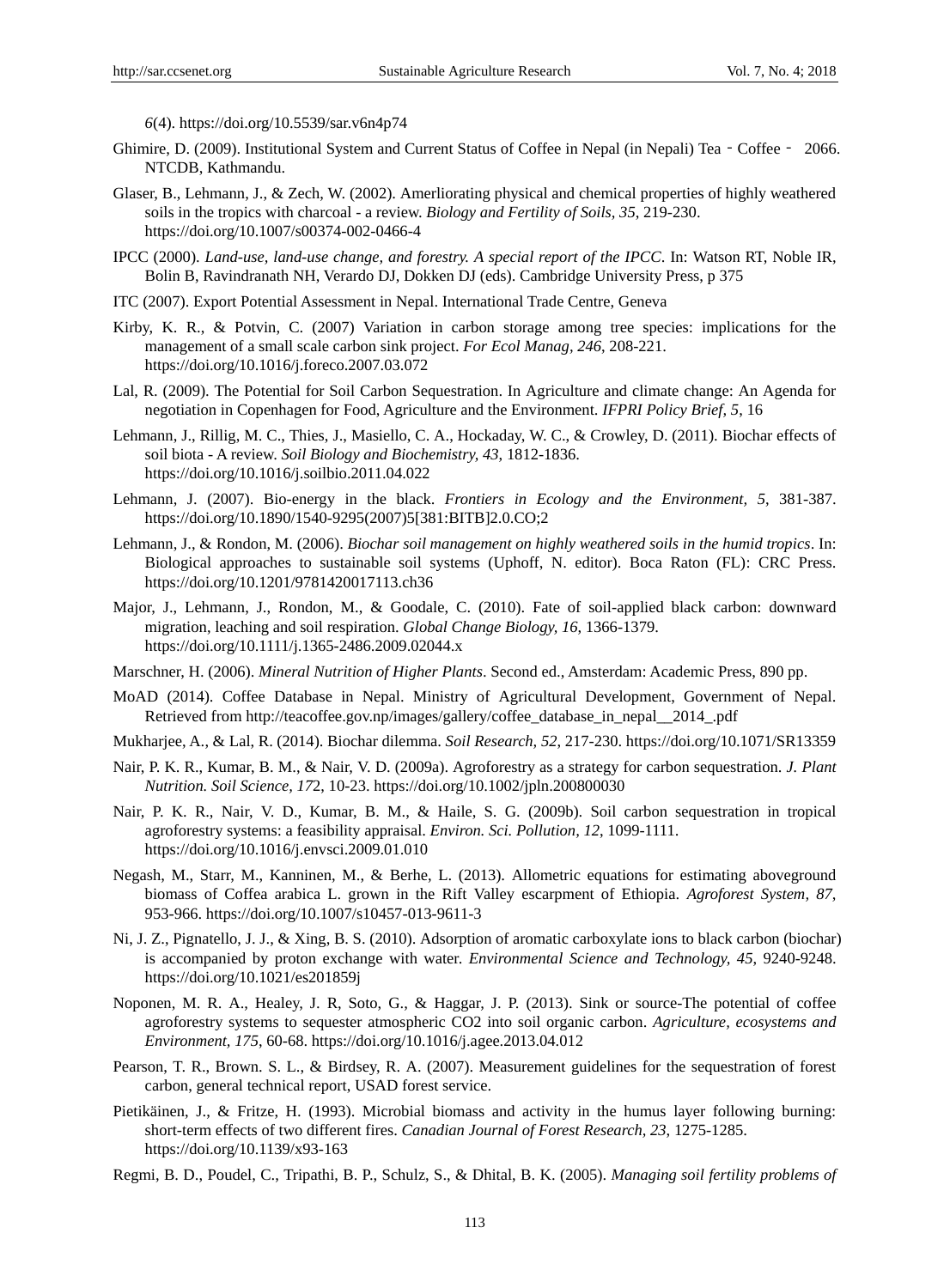*6*(4). https://doi.org/10.5539/sar.v6n4p74

Ghimire, D. (2009). Institutional System and Current Status of Coffee in Nepal (in Nepali) Tea - Coffee - 2066. NTCDB, Kathmandu.

Glaser, B., Lehmann, J., & Zech, W. (2002). Amerliorating physical and chemical properties of highly weathered soils in the tropics with charcoal - a review. *Biology and Fertility of Soils, 35*, 219-230. https://doi.org/10.1007/s00374-002-0466-4

IPCC (2000). *Land-use, land-use change, and forestry. A special report of the IPCC*. In: Watson RT, Noble IR, Bolin B, Ravindranath NH, Verardo DJ, Dokken DJ (eds). Cambridge University Press, p 375

ITC (2007). Export Potential Assessment in Nepal. International Trade Centre, Geneva

Kirby, K. R., & Potvin, C. (2007) Variation in carbon storage among tree species: implications for the management of a small scale carbon sink project. *For Ecol Manag, 246*, 208-221. https://doi.org/10.1016/j.foreco.2007.03.072

Lal, R. (2009). The Potential for Soil Carbon Sequestration. In Agriculture and climate change: An Agenda for negotiation in Copenhagen for Food, Agriculture and the Environment. *IFPRI Policy Brief, 5*, 16

Lehmann, J., Rillig, M. C., Thies, J., Masiello, C. A., Hockaday, W. C., & Crowley, D. (2011). Biochar effects of soil biota - A review. *Soil Biology and Biochemistry, 43*, 1812-1836. https://doi.org/10.1016/j.soilbio.2011.04.022

Lehmann, J. (2007). Bio-energy in the black. *Frontiers in Ecology and the Environment, 5*, 381-387. https://doi.org/10.1890/1540-9295(2007)5[381:BITB]2.0.CO;2

Lehmann, J., & Rondon, M. (2006). *Biochar soil management on highly weathered soils in the humid tropics*. In: Biological approaches to sustainable soil systems (Uphoff, N. editor). Boca Raton (FL): CRC Press. https://doi.org/10.1201/9781420017113.ch36

Major, J., Lehmann, J., Rondon, M., & Goodale, C. (2010). Fate of soil-applied black carbon: downward migration, leaching and soil respiration. *Global Change Biology, 16*, 1366-1379. https://doi.org/10.1111/j.1365-2486.2009.02044.x

Marschner, H. (2006). *Mineral Nutrition of Higher Plants*. Second ed., Amsterdam: Academic Press, 890 pp.

MoAD (2014). Coffee Database in Nepal. Ministry of Agricultural Development, Government of Nepal. Retrieved from http://teacoffee.gov.np/images/gallery/coffee_database_in_nepal__2014_.pdf

Mukharjee, A., & Lal, R. (2014). Biochar dilemma. *Soil Research, 52*, 217-230. https://doi.org/10.1071/SR13359

Nair, P. K. R., Kumar, B. M., & Nair, V. D. (2009a). Agroforestry as a strategy for carbon sequestration. *J. Plant Nutrition. Soil Science, 17*2, 10-23. https://doi.org/10.1002/jpln.200800030

Nair, P. K. R., Nair, V. D., Kumar, B. M., & Haile, S. G. (2009b). Soil carbon sequestration in tropical agroforestry systems: a feasibility appraisal. *Environ. Sci. Pollution, 12*, 1099-1111. https://doi.org/10.1016/j.envsci.2009.01.010

Negash, M., Starr, M., Kanninen, M., & Berhe, L. (2013). Allometric equations for estimating aboveground biomass of Coffea arabica L. grown in the Rift Valley escarpment of Ethiopia. *Agroforest System, 87*, 953-966. https://doi.org/10.1007/s10457-013-9611-3

Ni, J. Z., Pignatello, J. J., & Xing, B. S. (2010). Adsorption of aromatic carboxylate ions to black carbon (biochar) is accompanied by proton exchange with water. *Environmental Science and Technology, 45*, 9240-9248. https://doi.org/10.1021/es201859j

Noponen, M. R. A., Healey, J. R, Soto, G., & Haggar, J. P. (2013). Sink or source-The potential of coffee agroforestry systems to sequester atmospheric CO2 into soil organic carbon. *Agriculture, ecosystems and Environment, 175*, 60-68. https://doi.org/10.1016/j.agee.2013.04.012

Pearson, T. R., Brown. S. L., & Birdsey, R. A. (2007). Measurement guidelines for the sequestration of forest carbon, general technical report, USAD forest service.

Pietikäinen, J., & Fritze, H. (1993). Microbial biomass and activity in the humus layer following burning: short-term effects of two different fires. *Canadian Journal of Forest Research, 23*, 1275-1285. https://doi.org/10.1139/x93-163

Regmi, B. D., Poudel, C., Tripathi, B. P., Schulz, S., & Dhital, B. K. (2005). *Managing soil fertility problems of*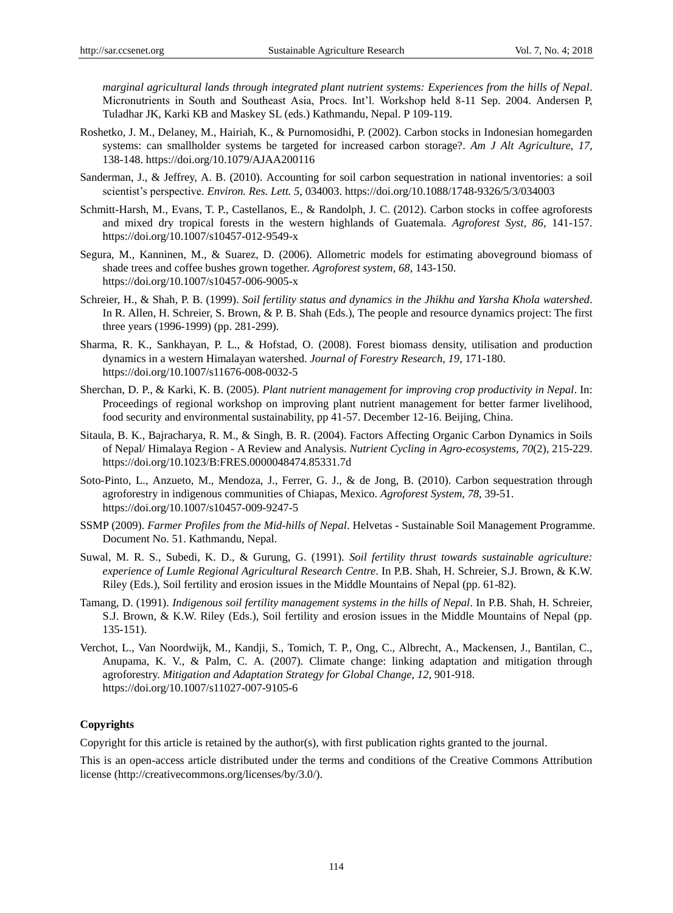*marginal agricultural lands through integrated plant nutrient systems: Experiences from the hills of Nepal*. Micronutrients in South and Southeast Asia, Procs. Int'l. Workshop held 8-11 Sep. 2004. Andersen P, Tuladhar JK, Karki KB and Maskey SL (eds.) Kathmandu, Nepal. P 109-119.

Roshetko, J. M., Delaney, M., Hairiah, K., & Purnomosidhi, P. (2002). Carbon stocks in Indonesian homegarden systems: can smallholder systems be targeted for increased carbon storage?. *Am J Alt Agriculture, 17*, 138-148. https://doi.org/10.1079/AJAA200116

Sanderman, J., & Jeffrey, A. B. (2010). Accounting for soil carbon sequestration in national inventories: a soil scientist's perspective. *Environ. Res. Lett. 5*, 034003. https://doi.org/10.1088/1748-9326/5/3/034003

Schmitt-Harsh, M., Evans, T. P., Castellanos, E., & Randolph, J. C. (2012). Carbon stocks in coffee agroforests and mixed dry tropical forests in the western highlands of Guatemala. *Agroforest Syst, 86*, 141-157. https://doi.org/10.1007/s10457-012-9549-x

Segura, M., Kanninen, M., & Suarez, D. (2006). Allometric models for estimating aboveground biomass of shade trees and coffee bushes grown together. *Agroforest system, 68*, 143-150. https://doi.org/10.1007/s10457-006-9005-x

Schreier, H., & Shah, P. B. (1999). *Soil fertility status and dynamics in the Jhikhu and Yarsha Khola watershed*. In R. Allen, H. Schreier, S. Brown, & P. B. Shah (Eds.), The people and resource dynamics project: The first three years (1996-1999) (pp. 281-299).

Sharma, R. K., Sankhayan, P. L., & Hofstad, O. (2008). Forest biomass density, utilisation and production dynamics in a western Himalayan watershed. *Journal of Forestry Research, 19*, 171-180. https://doi.org/10.1007/s11676-008-0032-5

Sherchan, D. P., & Karki, K. B. (2005). *Plant nutrient management for improving crop productivity in Nepal*. In: Proceedings of regional workshop on improving plant nutrient management for better farmer livelihood, food security and environmental sustainability, pp 41-57. December 12-16. Beijing, China.

Sitaula, B. K., Bajracharya, R. M., & Singh, B. R. (2004). Factors Affecting Organic Carbon Dynamics in Soils of Nepal/ Himalaya Region - A Review and Analysis. *Nutrient Cycling in Agro-ecosystems, 70*(2), 215-229. https://doi.org/10.1023/B:FRES.0000048474.85331.7d

Soto-Pinto, L., Anzueto, M., Mendoza, J., Ferrer, G. J., & de Jong, B. (2010). Carbon sequestration through agroforestry in indigenous communities of Chiapas, Mexico. *Agroforest System, 78*, 39-51. https://doi.org/10.1007/s10457-009-9247-5

SSMP (2009). *Farmer Profiles from the Mid-hills of Nepal*. Helvetas - Sustainable Soil Management Programme. Document No. 51. Kathmandu, Nepal.

Suwal, M. R. S., Subedi, K. D., & Gurung, G. (1991). *Soil fertility thrust towards sustainable agriculture: experience of Lumle Regional Agricultural Research Centre*. In P.B. Shah, H. Schreier, S.J. Brown, & K.W. Riley (Eds.), Soil fertility and erosion issues in the Middle Mountains of Nepal (pp. 61-82).

Tamang, D. (1991). *Indigenous soil fertility management systems in the hills of Nepal*. In P.B. Shah, H. Schreier, S.J. Brown, & K.W. Riley (Eds.), Soil fertility and erosion issues in the Middle Mountains of Nepal (pp. 135-151).

Verchot, L., Van Noordwijk, M., Kandji, S., Tomich, T. P., Ong, C., Albrecht, A., Mackensen, J., Bantilan, C., Anupama, K. V., & Palm, C. A. (2007). Climate change: linking adaptation and mitigation through agroforestry. *Mitigation and Adaptation Strategy for Global Change, 12*, 901-918. https://doi.org/10.1007/s11027-007-9105-6

## Copyrights

Copyright for this article is retained by the author(s), with first publication rights granted to the journal.

This is an open-access article distributed under the terms and conditions of the Creative Commons Attribution license (http://creativecommons.org/licenses/by/3.0/).